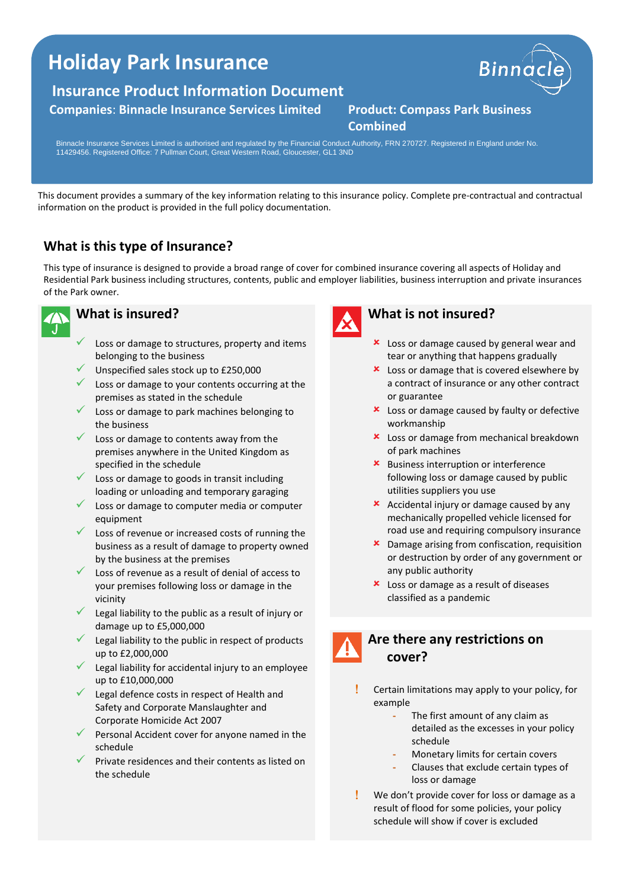# Holiday Park Insurance

## Insurance Product Information Document

**Companies: Binnacle Insurance Services Limited**

**Product: Compass Park Business Combined**

Binnacle Insurance Services Limited is authorised and regulated by the Financial Conduct Authority, FRN 270727. Registered in England under No. 11429456. Registered Office: 7 Pullman Court, Great Western Road, Gloucester, GL1 3ND

This document provides a summary of the key information relating to this insurance policy. Complete pre-contractual and contractual information on the product is provided in the full policy documentation.

## What is this type of Insurance?

This type of insurance is designed to provide a broad range of cover for combined insurance covering all aspects of Holiday and Residential Park business including structures, contents, public and employer liabilities, business interruption and private insurances of the Park owner.

## What is insured?

- ✓ Loss or damage to structures, property and items belonging to the business
- ✓ Unspecified sales stock up to £250,000
- ✓ Loss or damage to your contents occurring at the premises as stated in the schedule
- ✓ Loss or damage to park machines belonging to the business
- ✓ Loss or damage to contents away from the premises anywhere in the United Kingdom as specified in the schedule
- ✓ Loss or damage to goods in transit including loading or unloading and temporary garaging
- ✓ Loss or damage to computer media or computer equipment
- ✓ Loss of revenue or increased costs of running the business as a result of damage to property owned by the business at the premises
- ✓ Loss of revenue as a result of denial of access to your premises following loss or damage in the vicinity
- ✓ Legal liability to the public as a result of injury or damage up to £5,000,000
- ✓ Legal liability to the public in respect of products up to £2,000,000
- ✓ Legal liability for accidental injury to an employee up to £10,000,000
- ✓ Legal defence costs in respect of Health and Safety and Corporate Manslaughter and Corporate Homicide Act 2007
- ✓ Personal Accident cover for anyone named in the schedule
- ✓ Private residences and their contents as listed on the schedule

## What is not insured?

- ✗ Loss or damage caused by general wear and tear or anything that happens gradually
- ✗ Loss or damage that is covered elsewhere by a contract of insurance or any other contract or guarantee
- ✗ Loss or damage caused by faulty or defective workmanship
- ✗ Loss or damage from mechanical breakdown of park machines
- ✗ Business interruption or interference following loss or damage caused by public utilities suppliers you use
- ✗ Accidental injury or damage caused by any mechanically propelled vehicle licensed for road use and requiring compulsory insurance
- ✗ Damage arising from confiscation, requisition or destruction by order of any government or any public authority
- ✗ Loss or damage as a result of diseases classified as a pandemic

## Are there any restrictions on cover?

- ! Certain limitations may apply to your policy, for example
  - The first amount of any claim as detailed as the excesses in your policy schedule
  - Monetary limits for certain covers
  - Clauses that exclude certain types of loss or damage
- ! We don't provide cover for loss or damage as a result of flood for some policies, your policy schedule will show if cover is excluded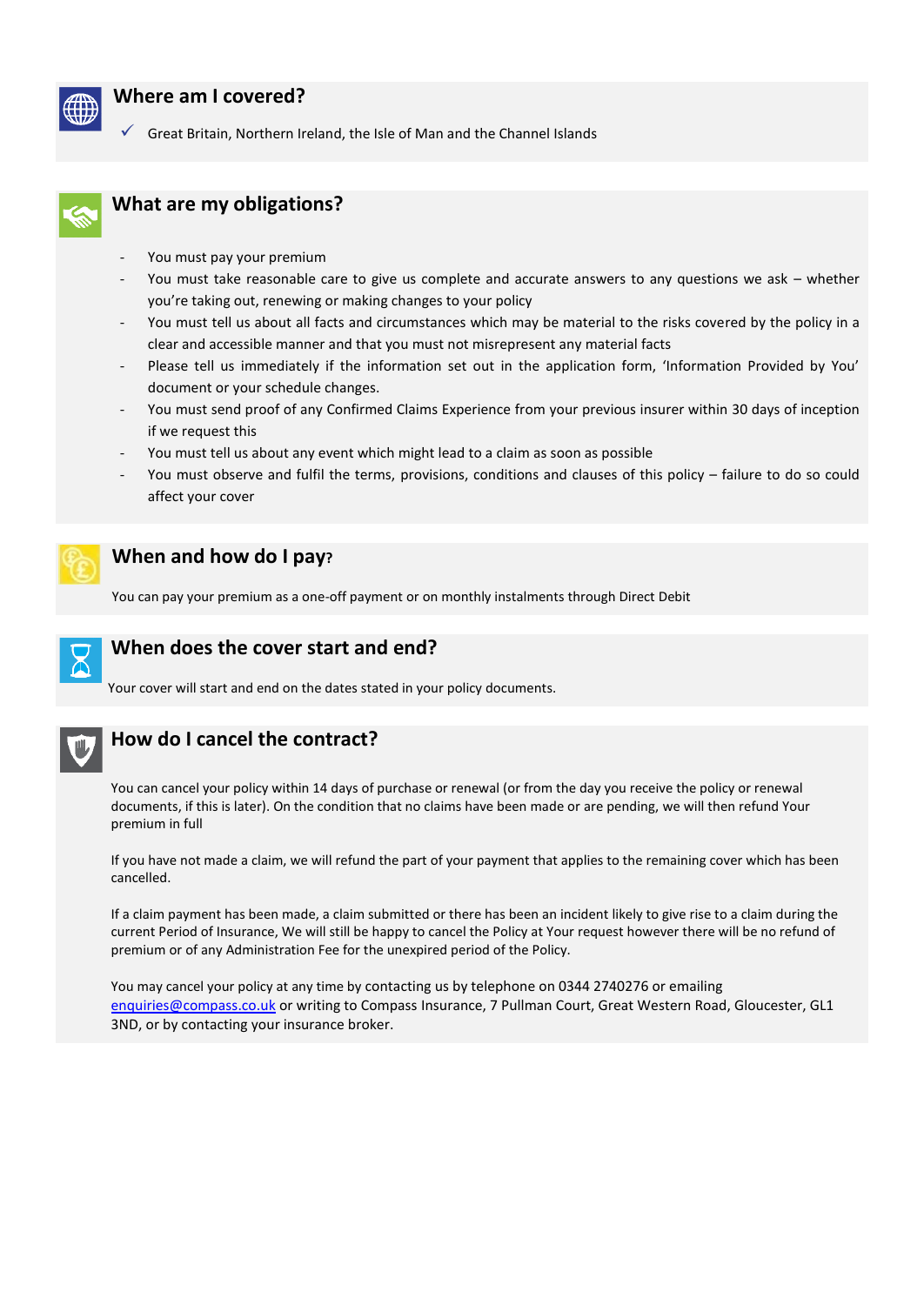## Where am I covered?

- ✓ Great Britain, Northern Ireland, the Isle of Man and the Channel Islands

## What are my obligations?

- You must pay your premium
- You must take reasonable care to give us complete and accurate answers to any questions we ask – whether you're taking out, renewing or making changes to your policy
- You must tell us about all facts and circumstances which may be material to the risks covered by the policy in a clear and accessible manner and that you must not misrepresent any material facts
- Please tell us immediately if the information set out in the application form, 'Information Provided by You' document or your schedule changes.
- You must send proof of any Confirmed Claims Experience from your previous insurer within 30 days of inception if we request this
- You must tell us about any event which might lead to a claim as soon as possible
- You must observe and fulfil the terms, provisions, conditions and clauses of this policy – failure to do so could affect your cover

## When and how do I pay?

You can pay your premium as a one-off payment or on monthly instalments through Direct Debit

## When does the cover start and end?

Your cover will start and end on the dates stated in your policy documents.

## How do I cancel the contract?

You can cancel your policy within 14 days of purchase or renewal (or from the day you receive the policy or renewal documents, if this is later). On the condition that no claims have been made or are pending, we will then refund Your premium in full

If you have not made a claim, we will refund the part of your payment that applies to the remaining cover which has been cancelled.

If a claim payment has been made, a claim submitted or there has been an incident likely to give rise to a claim during the current Period of Insurance, We will still be happy to cancel the Policy at Your request however there will be no refund of premium or of any Administration Fee for the unexpired period of the Policy.

You may cancel your policy at any time by contacting us by telephone on 0344 2740276 or emailing enquiries@compass.co.uk or writing to Compass Insurance, 7 Pullman Court, Great Western Road, Gloucester, GL1 3ND, or by contacting your insurance broker.